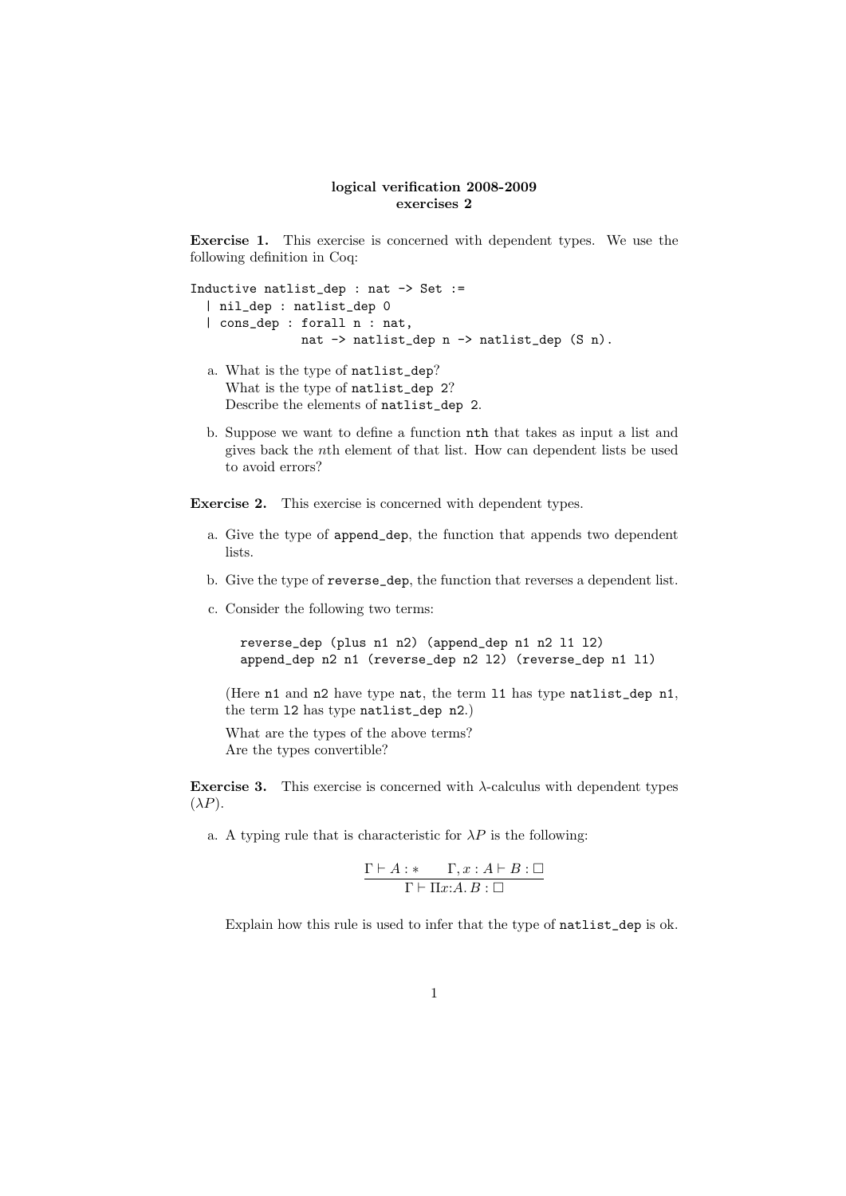**logical verification 2008-2009**
**exercises 2**

**Exercise 1.** This exercise is concerned with dependent types. We use the following definition in Coq:

```
Inductive natlist_dep : nat -> Set :=
  | nil_dep : natlist_dep 0
  | cons_dep : forall n : nat,
               nat -> natlist_dep n -> natlist_dep (S n).
```

a. What is the type of `natlist_dep`?
   What is the type of `natlist_dep 2`?
   Describe the elements of `natlist_dep 2`.

b. Suppose we want to define a function `nth` that takes as input a list and gives back the $n$th element of that list. How can dependent lists be used to avoid errors?

**Exercise 2.** This exercise is concerned with dependent types.

a. Give the type of `append_dep`, the function that appends two dependent lists.

b. Give the type of `reverse_dep`, the function that reverses a dependent list.

c. Consider the following two terms:

```
reverse_dep (plus n1 n2) (append_dep n1 n2 l1 l2)
append_dep n2 n1 (reverse_dep n2 l2) (reverse_dep n1 l1)
```

   (Here `n1` and `n2` have type `nat`, the term `l1` has type `natlist_dep n1`, the term `l2` has type `natlist_dep n2`.)

   What are the types of the above terms?
   Are the types convertible?

**Exercise 3.** This exercise is concerned with $\lambda$-calculus with dependent types ($\lambda P$).

a. A typing rule that is characteristic for $\lambda P$ is the following:

$$\frac{\Gamma \vdash A : * \qquad \Gamma, x : A \vdash B : \Box}{\Gamma \vdash \Pi x{:}A.\, B : \Box}$$

   Explain how this rule is used to infer that the type of `natlist_dep` is ok.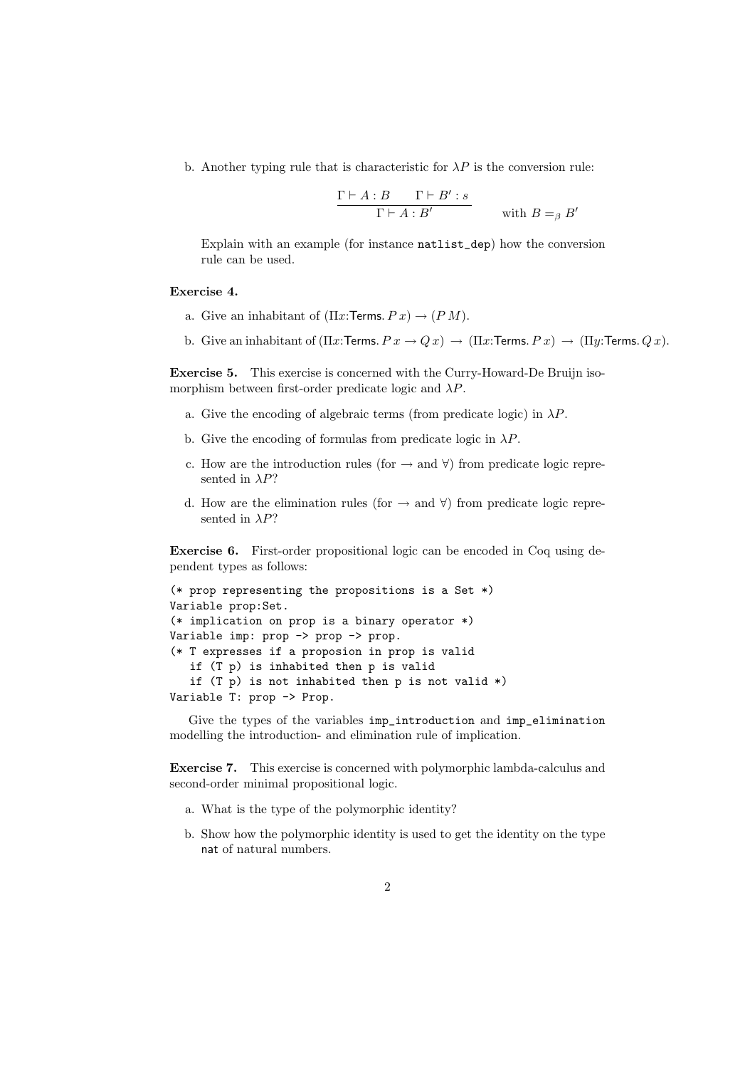b. Another typing rule that is characteristic for $\lambda P$ is the conversion rule:

$$\frac{\Gamma \vdash A : B \qquad \Gamma \vdash B' : s}{\Gamma \vdash A : B'} \qquad \text{with } B =_\beta B'$$

Explain with an example (for instance `natlist_dep`) how the conversion rule can be used.

**Exercise 4.**

a. Give an inhabitant of $(\Pi x{:}\mathsf{Terms}.\, P\, x) \to (P\, M)$.

b. Give an inhabitant of $(\Pi x{:}\mathsf{Terms}.\, P\, x \to Q\, x) \to (\Pi x{:}\mathsf{Terms}.\, P\, x) \to (\Pi y{:}\mathsf{Terms}.\, Q\, x)$.

**Exercise 5.** This exercise is concerned with the Curry-Howard-De Bruijn isomorphism between first-order predicate logic and $\lambda P$.

a. Give the encoding of algebraic terms (from predicate logic) in $\lambda P$.

b. Give the encoding of formulas from predicate logic in $\lambda P$.

c. How are the introduction rules (for $\to$ and $\forall$) from predicate logic represented in $\lambda P$?

d. How are the elimination rules (for $\to$ and $\forall$) from predicate logic represented in $\lambda P$?

**Exercise 6.** First-order propositional logic can be encoded in Coq using dependent types as follows:

```
(* prop representing the propositions is a Set *)
Variable prop:Set.
(* implication on prop is a binary operator *)
Variable imp: prop -> prop -> prop.
(* T expresses if a proposion in prop is valid
   if (T p) is inhabited then p is valid
   if (T p) is not inhabited then p is not valid *)
Variable T: prop -> Prop.
```

Give the types of the variables `imp_introduction` and `imp_elimination` modelling the introduction- and elimination rule of implication.

**Exercise 7.** This exercise is concerned with polymorphic lambda-calculus and second-order minimal propositional logic.

a. What is the type of the polymorphic identity?

b. Show how the polymorphic identity is used to get the identity on the type $\mathsf{nat}$ of natural numbers.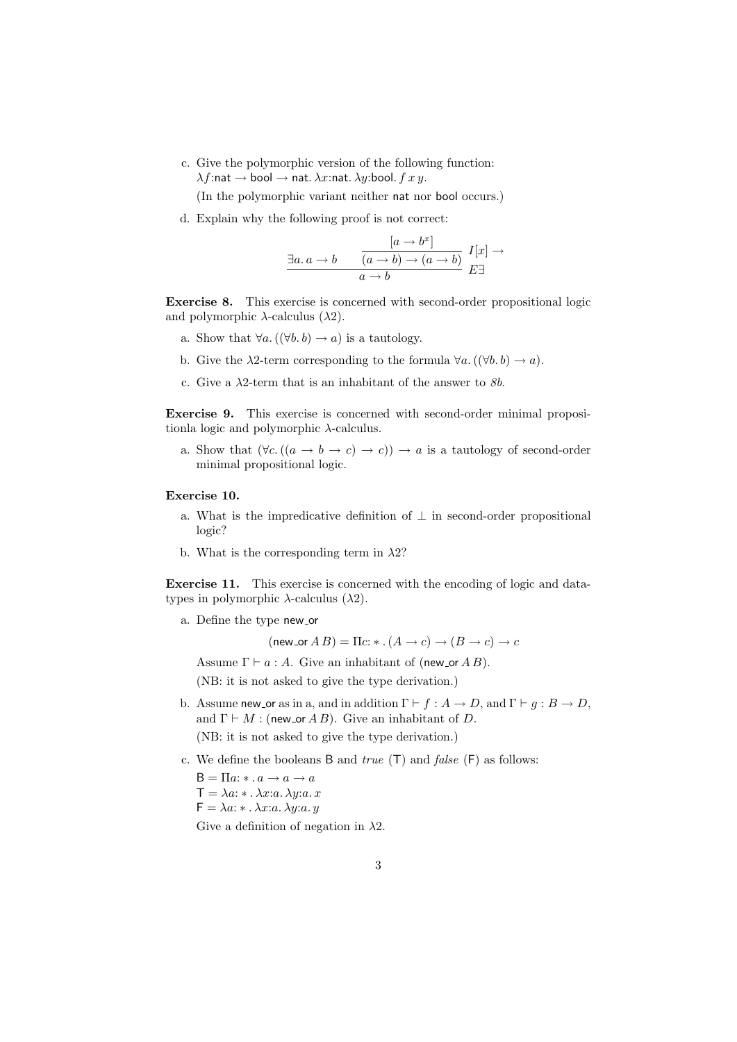c. Give the polymorphic version of the following function: $\lambda f{:}\mathsf{nat} \to \mathsf{bool} \to \mathsf{nat}.\, \lambda x{:}\mathsf{nat}.\, \lambda y{:}\mathsf{bool}.\, f\, x\, y.$

   (In the polymorphic variant neither nat nor bool occurs.)

d. Explain why the following proof is not correct:

$$\dfrac{\exists a.\, a \to b \qquad \dfrac{[a \to b^x]}{(a \to b) \to (a \to b)}\, I[x] \to}{a \to b}\, E\exists$$

**Exercise 8.** This exercise is concerned with second-order propositional logic and polymorphic $\lambda$-calculus ($\lambda 2$).

a. Show that $\forall a.\, ((\forall b.\, b) \to a)$ is a tautology.

b. Give the $\lambda 2$-term corresponding to the formula $\forall a.\, ((\forall b.\, b) \to a)$.

c. Give a $\lambda 2$-term that is an inhabitant of the answer to *8b*.

**Exercise 9.** This exercise is concerned with second-order minimal propositionla logic and polymorphic $\lambda$-calculus.

a. Show that $(\forall c.\, ((a \to b \to c) \to c)) \to a$ is a tautology of second-order minimal propositional logic.

**Exercise 10.**

a. What is the impredicative definition of $\bot$ in second-order propositional logic?

b. What is the corresponding term in $\lambda 2$?

**Exercise 11.** This exercise is concerned with the encoding of logic and datatypes in polymorphic $\lambda$-calculus ($\lambda 2$).

a. Define the type new_or

$$(\mathsf{new\_or}\, A\, B) = \Pi c{:}*.\, (A \to c) \to (B \to c) \to c$$

   Assume $\Gamma \vdash a : A$. Give an inhabitant of $(\mathsf{new\_or}\, A\, B)$.

   (NB: it is not asked to give the type derivation.)

b. Assume new_or as in a, and in addition $\Gamma \vdash f : A \to D$, and $\Gamma \vdash g : B \to D$, and $\Gamma \vdash M : (\mathsf{new\_or}\, A\, B)$. Give an inhabitant of $D$.

   (NB: it is not asked to give the type derivation.)

c. We define the booleans B and *true* (T) and *false* (F) as follows:

   $\mathsf{B} = \Pi a{:}*.\, a \to a \to a$
   $\mathsf{T} = \lambda a{:}*.\, \lambda x{:}a.\, \lambda y{:}a.\, x$
   $\mathsf{F} = \lambda a{:}*.\, \lambda x{:}a.\, \lambda y{:}a.\, y$

   Give a definition of negation in $\lambda 2$.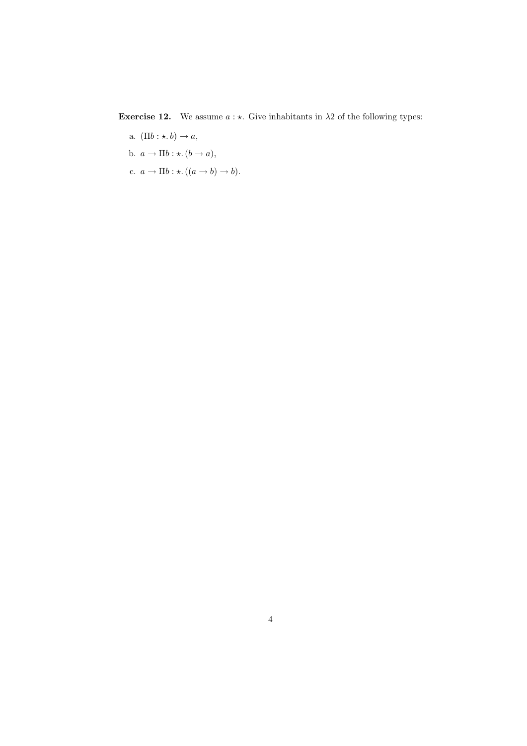**Exercise 12.** We assume $a : \star$. Give inhabitants in $\lambda 2$ of the following types:

a. $(\Pi b : \star .\, b) \to a$,

b. $a \to \Pi b : \star .\, (b \to a)$,

c. $a \to \Pi b : \star .\, ((a \to b) \to b)$.